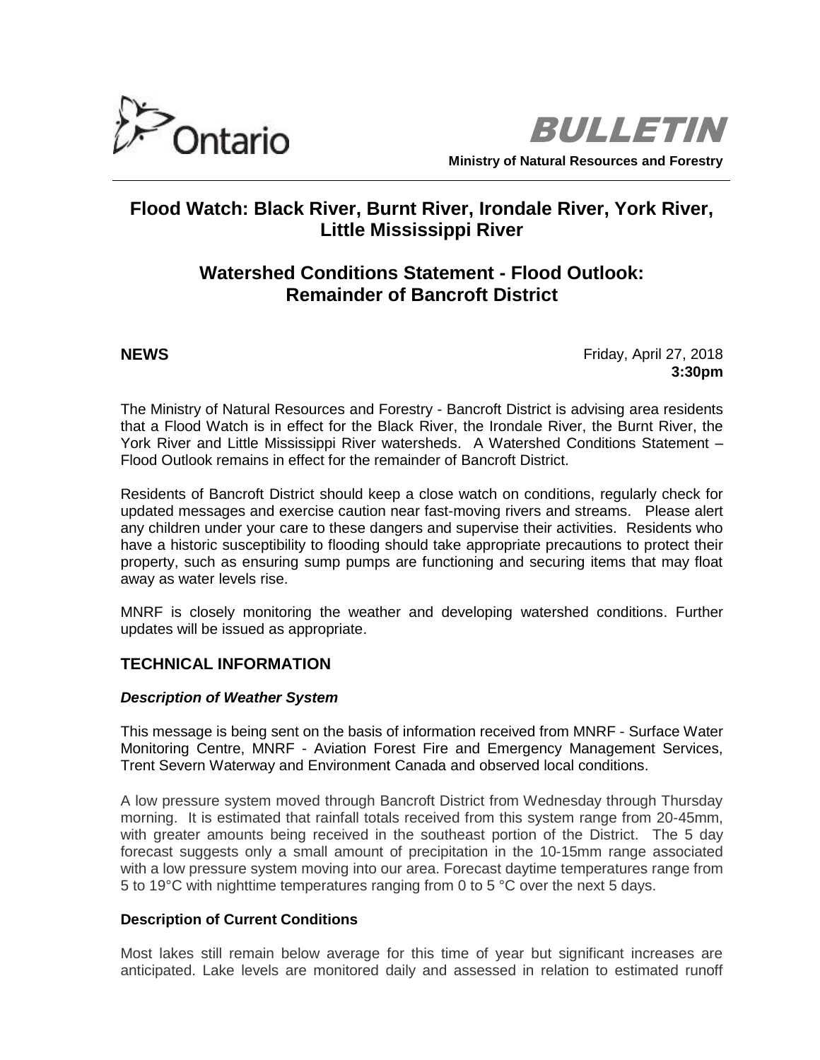Ontario

**BULLETIN**

**Ministry of Natural Resources and Forestry**

## Flood Watch: Black River, Burnt River, Irondale River, York River, Little Mississippi River

## Watershed Conditions Statement - Flood Outlook: Remainder of Bancroft District

**NEWS**

Friday, April 27, 2018
**3:30pm**

The Ministry of Natural Resources and Forestry - Bancroft District is advising area residents that a Flood Watch is in effect for the Black River, the Irondale River, the Burnt River, the York River and Little Mississippi River watersheds. A Watershed Conditions Statement – Flood Outlook remains in effect for the remainder of Bancroft District.

Residents of Bancroft District should keep a close watch on conditions, regularly check for updated messages and exercise caution near fast-moving rivers and streams. Please alert any children under your care to these dangers and supervise their activities. Residents who have a historic susceptibility to flooding should take appropriate precautions to protect their property, such as ensuring sump pumps are functioning and securing items that may float away as water levels rise.

MNRF is closely monitoring the weather and developing watershed conditions. Further updates will be issued as appropriate.

### TECHNICAL INFORMATION

***Description of Weather System***

This message is being sent on the basis of information received from MNRF - Surface Water Monitoring Centre, MNRF - Aviation Forest Fire and Emergency Management Services, Trent Severn Waterway and Environment Canada and observed local conditions.

A low pressure system moved through Bancroft District from Wednesday through Thursday morning. It is estimated that rainfall totals received from this system range from 20-45mm, with greater amounts being received in the southeast portion of the District. The 5 day forecast suggests only a small amount of precipitation in the 10-15mm range associated with a low pressure system moving into our area. Forecast daytime temperatures range from 5 to 19°C with nighttime temperatures ranging from 0 to 5 °C over the next 5 days.

**Description of Current Conditions**

Most lakes still remain below average for this time of year but significant increases are anticipated. Lake levels are monitored daily and assessed in relation to estimated runoff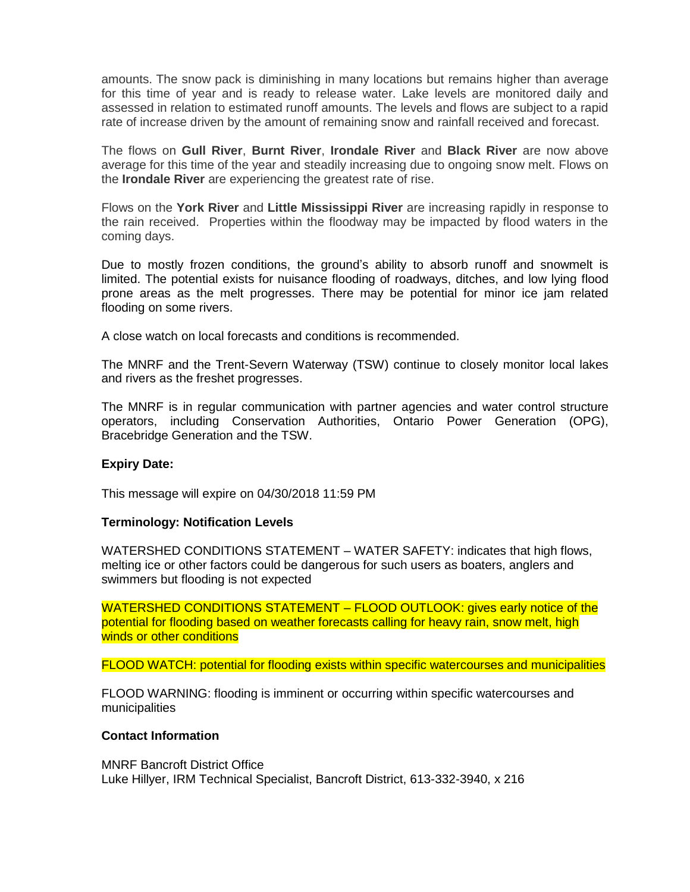amounts. The snow pack is diminishing in many locations but remains higher than average for this time of year and is ready to release water. Lake levels are monitored daily and assessed in relation to estimated runoff amounts. The levels and flows are subject to a rapid rate of increase driven by the amount of remaining snow and rainfall received and forecast.

The flows on **Gull River**, **Burnt River**, **Irondale River** and **Black River** are now above average for this time of the year and steadily increasing due to ongoing snow melt. Flows on the **Irondale River** are experiencing the greatest rate of rise.

Flows on the **York River** and **Little Mississippi River** are increasing rapidly in response to the rain received. Properties within the floodway may be impacted by flood waters in the coming days.

Due to mostly frozen conditions, the ground's ability to absorb runoff and snowmelt is limited. The potential exists for nuisance flooding of roadways, ditches, and low lying flood prone areas as the melt progresses. There may be potential for minor ice jam related flooding on some rivers.

A close watch on local forecasts and conditions is recommended.

The MNRF and the Trent-Severn Waterway (TSW) continue to closely monitor local lakes and rivers as the freshet progresses.

The MNRF is in regular communication with partner agencies and water control structure operators, including Conservation Authorities, Ontario Power Generation (OPG), Bracebridge Generation and the TSW.

**Expiry Date:**

This message will expire on 04/30/2018 11:59 PM

**Terminology: Notification Levels**

WATERSHED CONDITIONS STATEMENT – WATER SAFETY: indicates that high flows, melting ice or other factors could be dangerous for such users as boaters, anglers and swimmers but flooding is not expected

WATERSHED CONDITIONS STATEMENT – FLOOD OUTLOOK: gives early notice of the potential for flooding based on weather forecasts calling for heavy rain, snow melt, high winds or other conditions

FLOOD WATCH: potential for flooding exists within specific watercourses and municipalities

FLOOD WARNING: flooding is imminent or occurring within specific watercourses and municipalities

**Contact Information**

MNRF Bancroft District Office
Luke Hillyer, IRM Technical Specialist, Bancroft District, 613-332-3940, x 216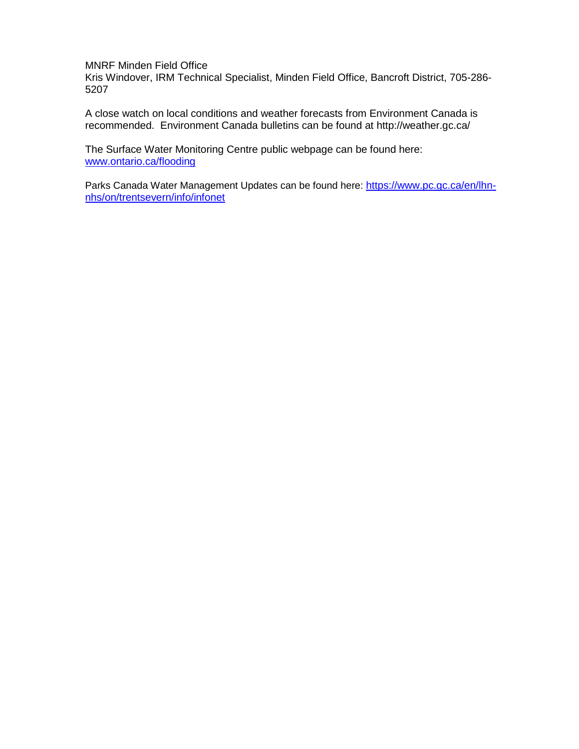MNRF Minden Field Office
Kris Windover, IRM Technical Specialist, Minden Field Office, Bancroft District, 705-286-5207

A close watch on local conditions and weather forecasts from Environment Canada is recommended. Environment Canada bulletins can be found at http://weather.gc.ca/

The Surface Water Monitoring Centre public webpage can be found here: [www.ontario.ca/flooding](www.ontario.ca/flooding)

Parks Canada Water Management Updates can be found here: [https://www.pc.gc.ca/en/lhn-nhs/on/trentsevern/info/infonet](https://www.pc.gc.ca/en/lhn-nhs/on/trentsevern/info/infonet)